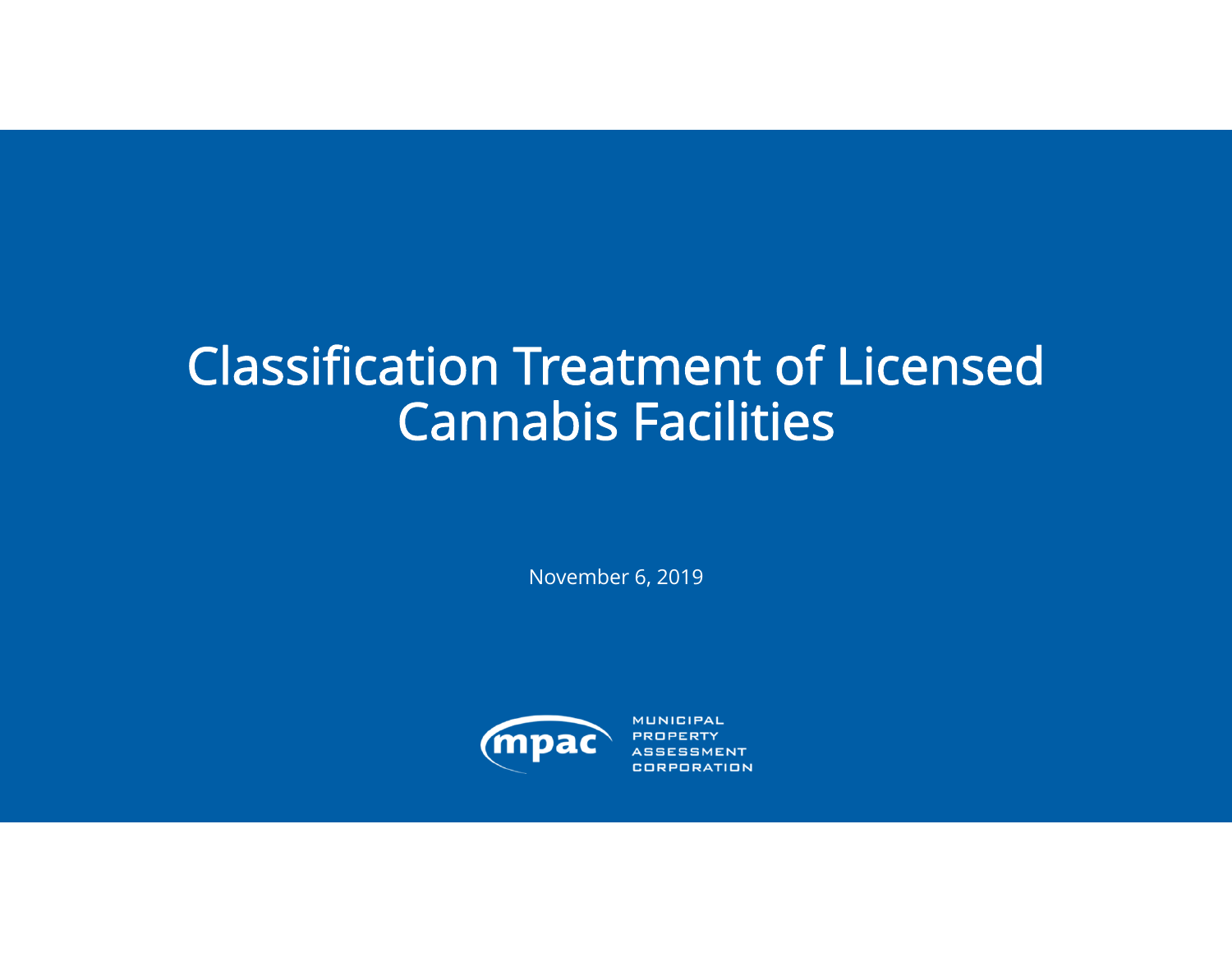# Classification Treatment of Licensed Cannabis Facilities

November 6, 2019

MUNICIPAL PROPERTY ASSESSMENT CORPORATION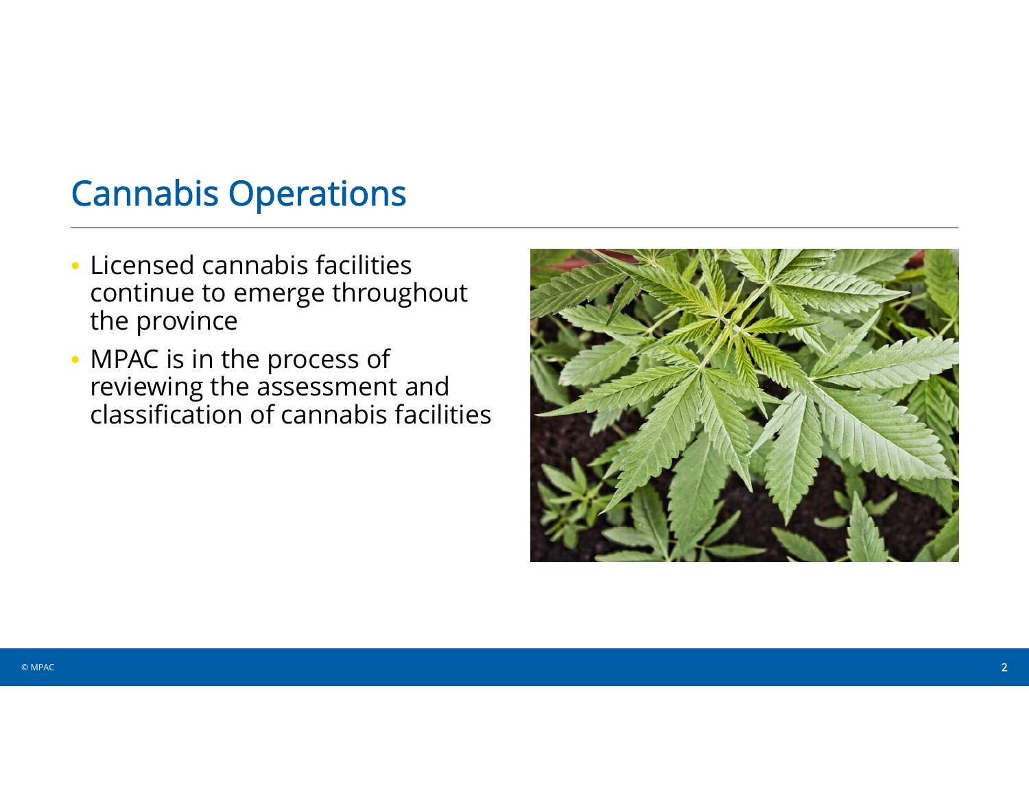## Cannabis Operations

- Licensed cannabis facilities continue to emerge throughout the province
- MPAC is in the process of reviewing the assessment and classification of cannabis facilities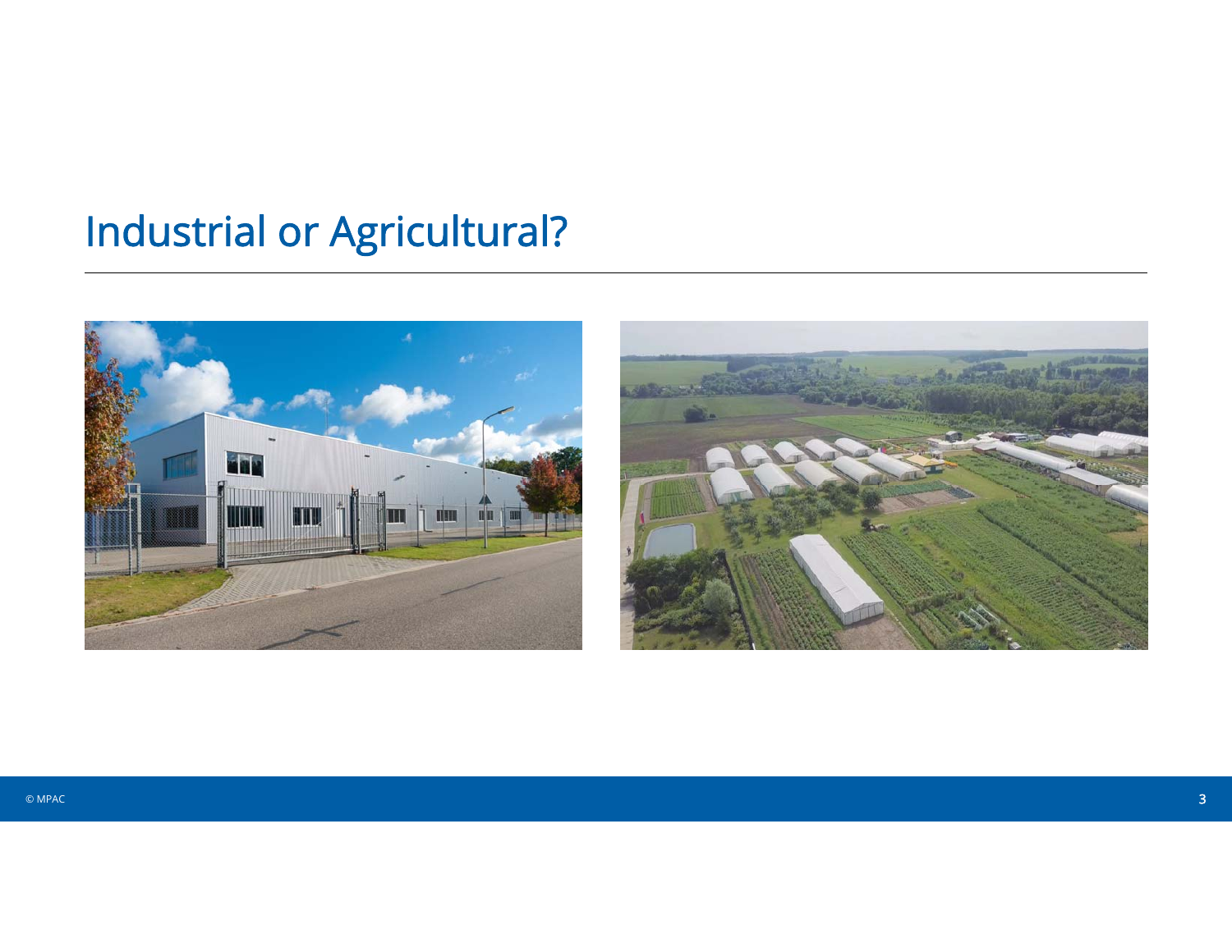# Industrial or Agricultural?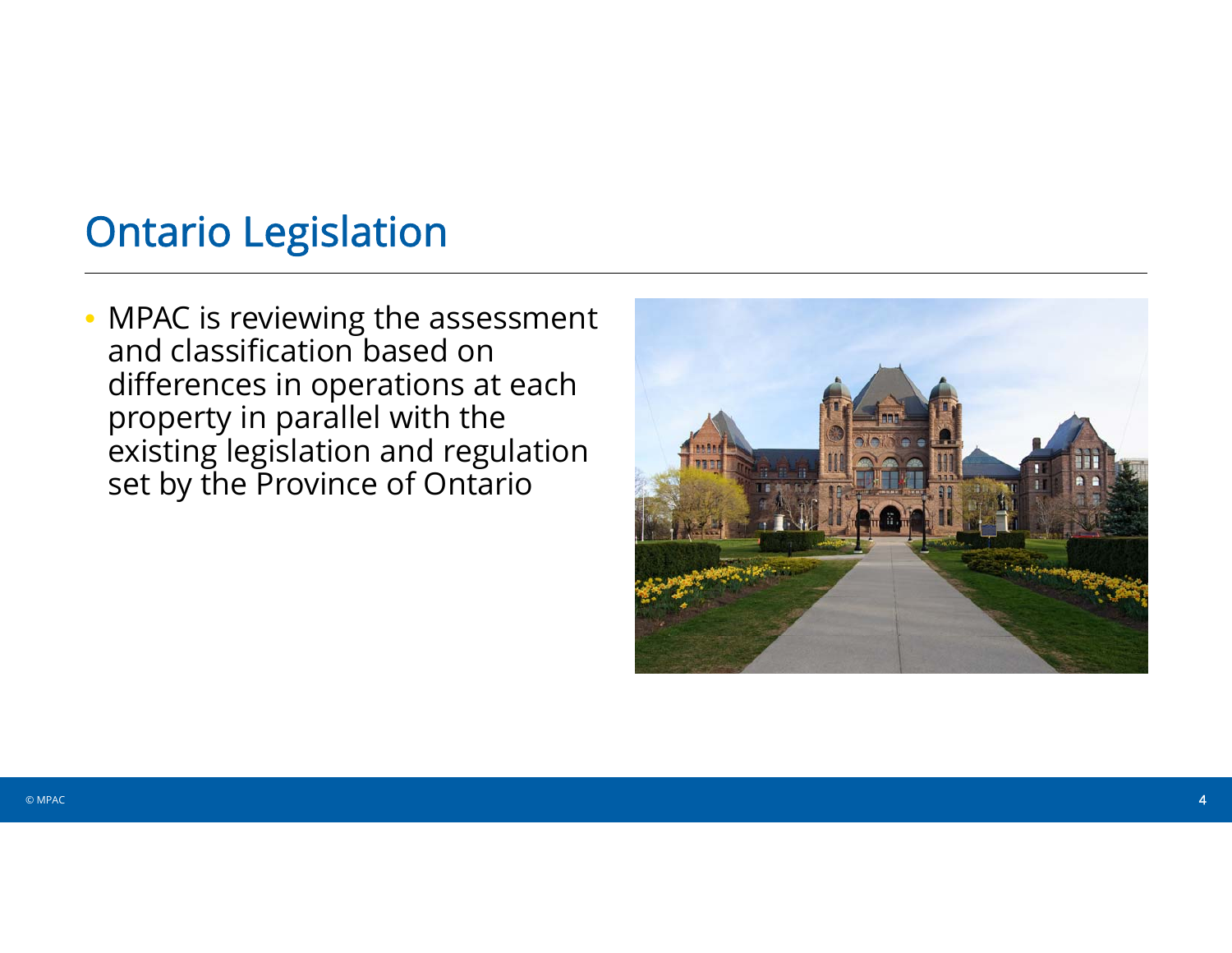## Ontario Legislation

- MPAC is reviewing the assessment and classification based on differences in operations at each property in parallel with the existing legislation and regulation set by the Province of Ontario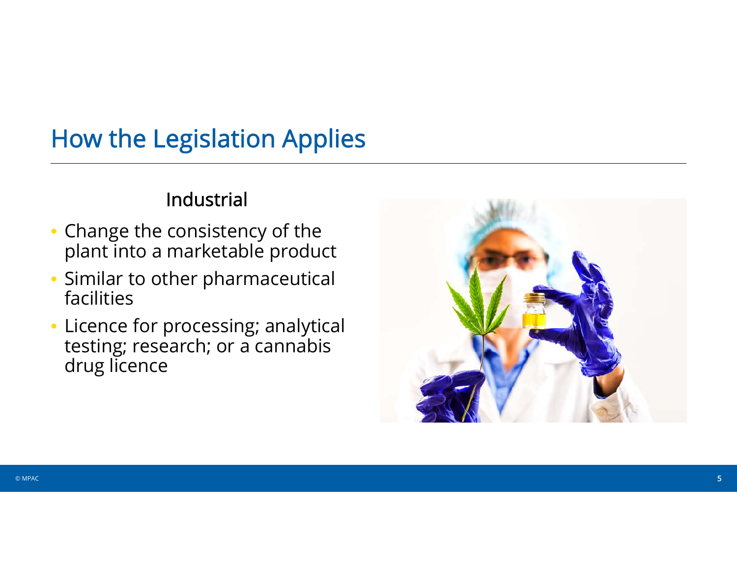# How the Legislation Applies

## Industrial

- Change the consistency of the plant into a marketable product
- Similar to other pharmaceutical facilities
- Licence for processing; analytical testing; research; or a cannabis drug licence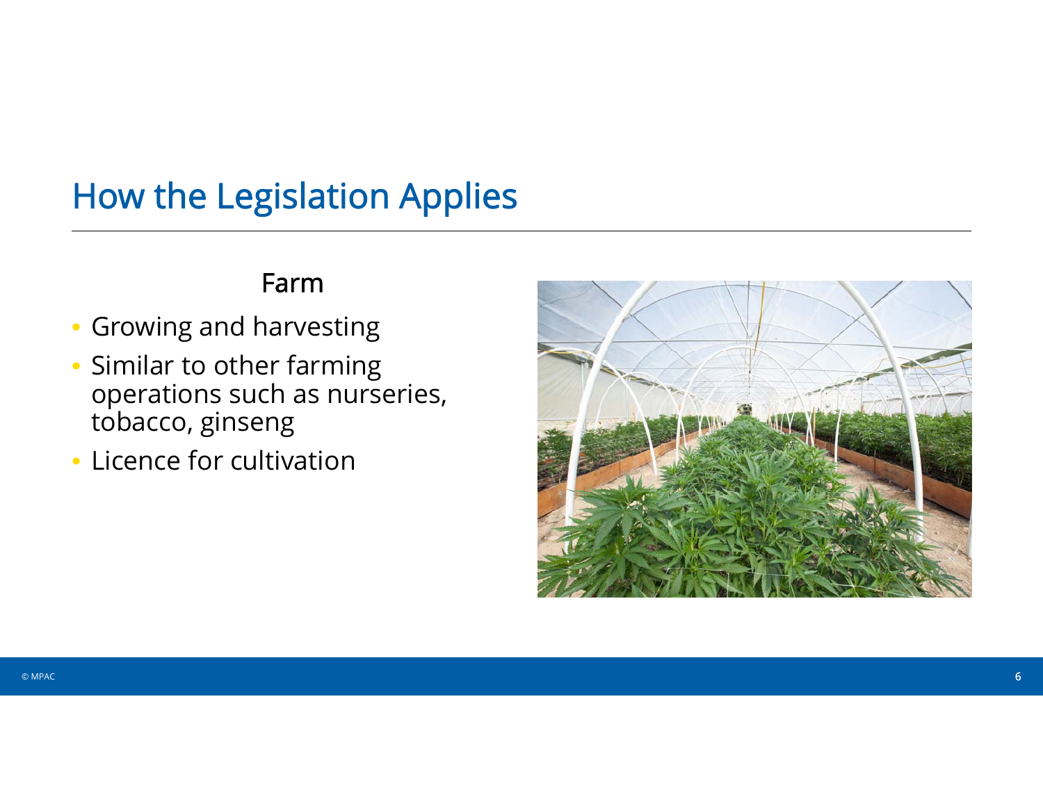# How the Legislation Applies

## Farm

- Growing and harvesting
- Similar to other farming operations such as nurseries, tobacco, ginseng
- Licence for cultivation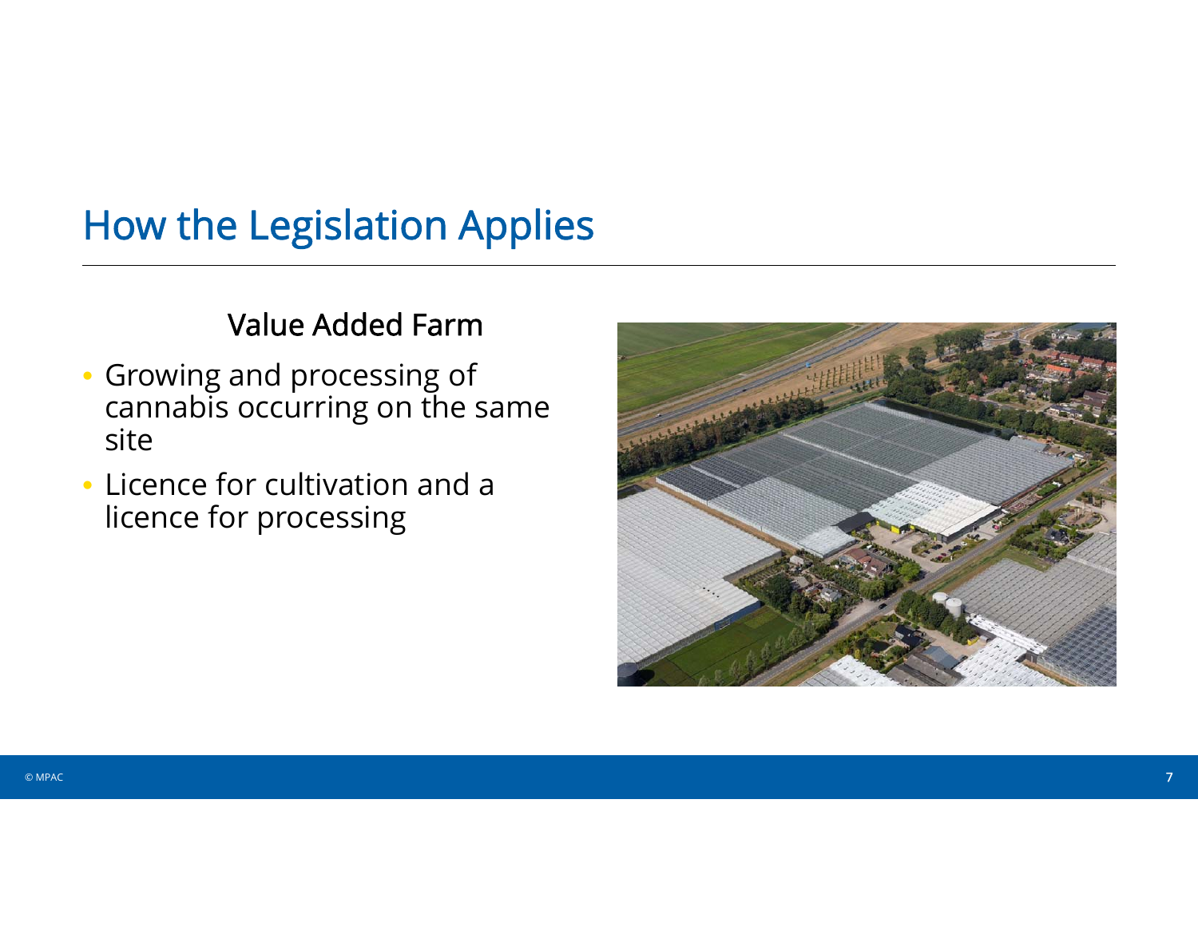# How the Legislation Applies

## Value Added Farm

- Growing and processing of cannabis occurring on the same site
- Licence for cultivation and a licence for processing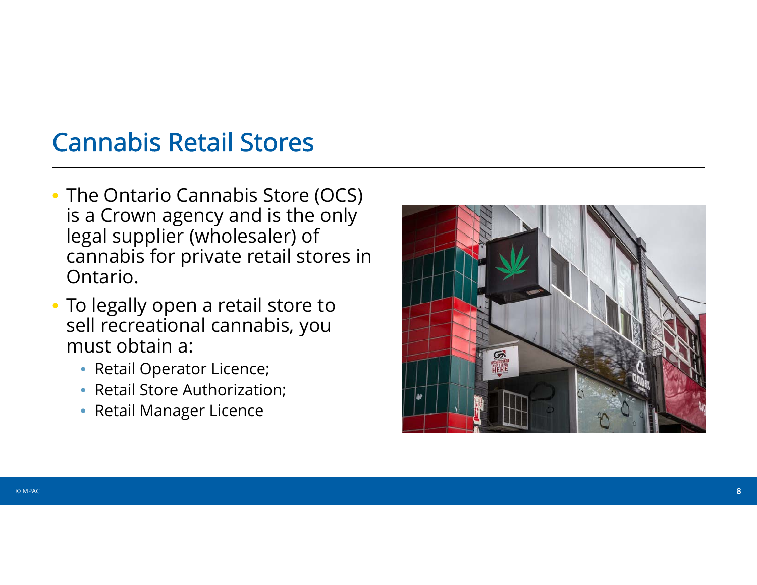## Cannabis Retail Stores

- The Ontario Cannabis Store (OCS) is a Crown agency and is the only legal supplier (wholesaler) of cannabis for private retail stores in Ontario.
- To legally open a retail store to sell recreational cannabis, you must obtain a:
  - Retail Operator Licence;
  - Retail Store Authorization;
  - Retail Manager Licence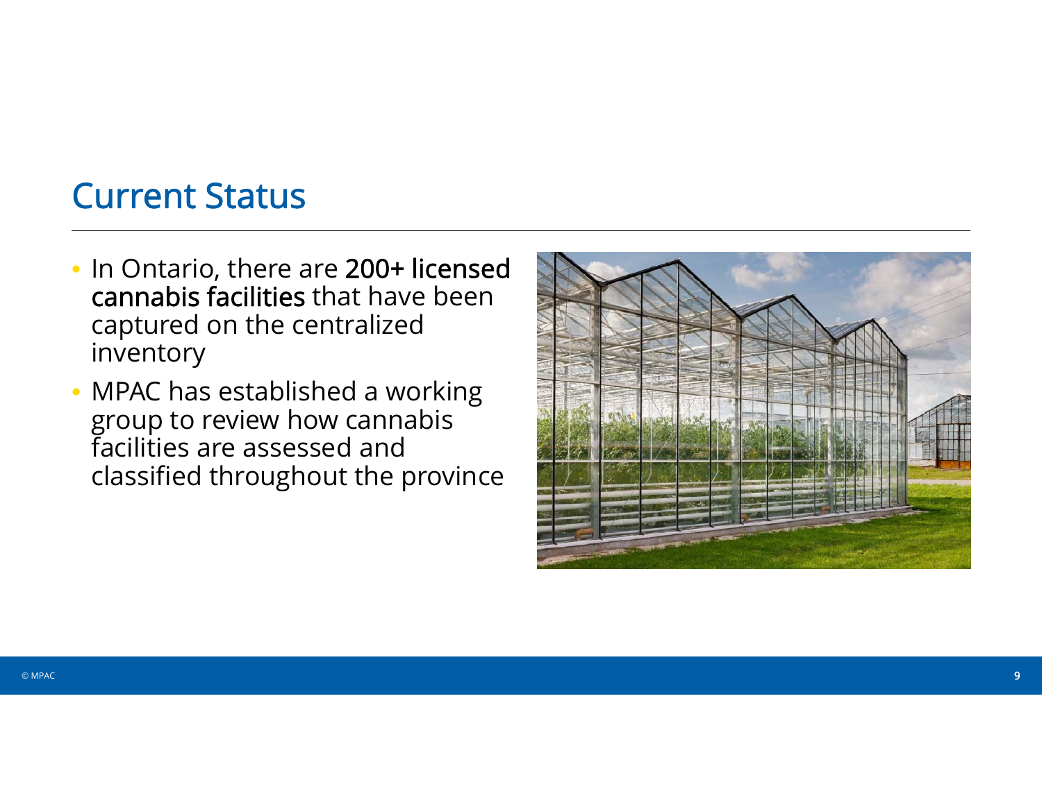# Current Status

- In Ontario, there are **200+ licensed cannabis facilities** that have been captured on the centralized inventory
- MPAC has established a working group to review how cannabis facilities are assessed and classified throughout the province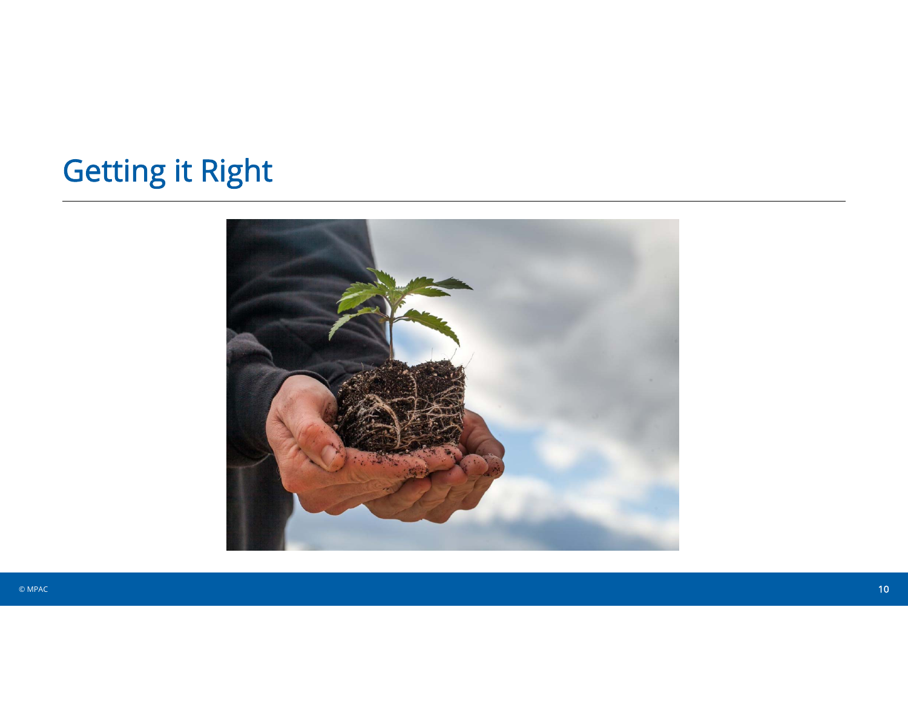# Getting it Right